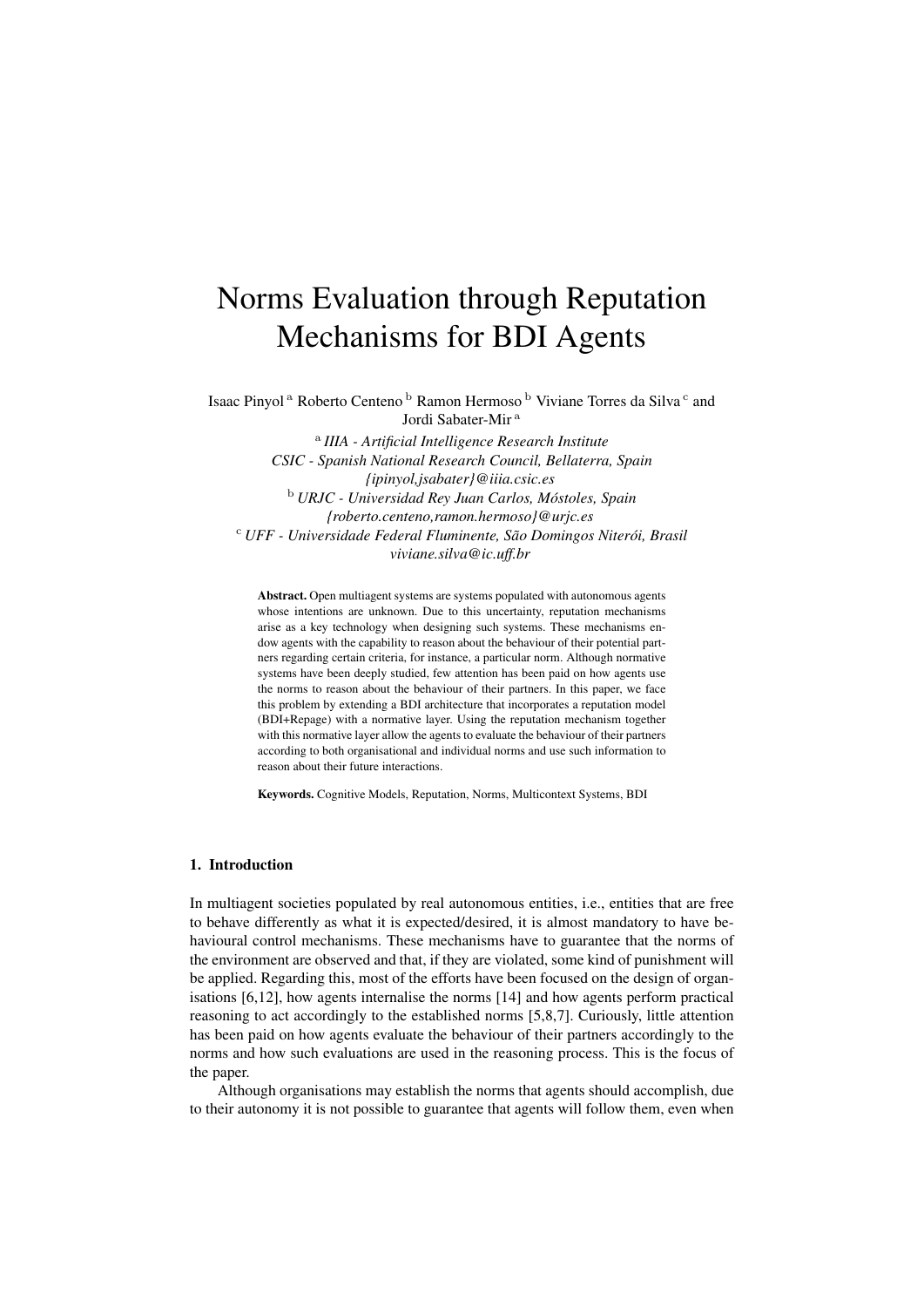# Norms Evaluation through Reputation Mechanisms for BDI Agents

Isaac Pinyol [a] Roberto Centeno [b] Ramon Hermoso [b] Viviane Torres da Silva [c] and Jordi Sabater-Mir [a]

[a] *IIIA - Artificial Intelligence Research Institute*
*CSIC - Spanish National Research Council, Bellaterra, Spain*
*{ipinyol,jsabater}@iiia.csic.es*
[b] *URJC - Universidad Rey Juan Carlos, Móstoles, Spain*
*{roberto.centeno,ramon.hermoso}@urjc.es*
[c] *UFF - Universidade Federal Fluminente, São Domingos Niterói, Brasil*
*viviane.silva@ic.uff.br*

**Abstract.** Open multiagent systems are systems populated with autonomous agents whose intentions are unknown. Due to this uncertainty, reputation mechanisms arise as a key technology when designing such systems. These mechanisms endow agents with the capability to reason about the behaviour of their potential partners regarding certain criteria, for instance, a particular norm. Although normative systems have been deeply studied, few attention has been paid on how agents use the norms to reason about the behaviour of their partners. In this paper, we face this problem by extending a BDI architecture that incorporates a reputation model (BDI+Repage) with a normative layer. Using the reputation mechanism together with this normative layer allow the agents to evaluate the behaviour of their partners according to both organisational and individual norms and use such information to reason about their future interactions.

**Keywords.** Cognitive Models, Reputation, Norms, Multicontext Systems, BDI

## 1. Introduction

In multiagent societies populated by real autonomous entities, i.e., entities that are free to behave differently as what it is expected/desired, it is almost mandatory to have behavioural control mechanisms. These mechanisms have to guarantee that the norms of the environment are observed and that, if they are violated, some kind of punishment will be applied. Regarding this, most of the efforts have been focused on the design of organisations [6,12], how agents internalise the norms [14] and how agents perform practical reasoning to act accordingly to the established norms [5,8,7]. Curiously, little attention has been paid on how agents evaluate the behaviour of their partners accordingly to the norms and how such evaluations are used in the reasoning process. This is the focus of the paper.

Although organisations may establish the norms that agents should accomplish, due to their autonomy it is not possible to guarantee that agents will follow them, even when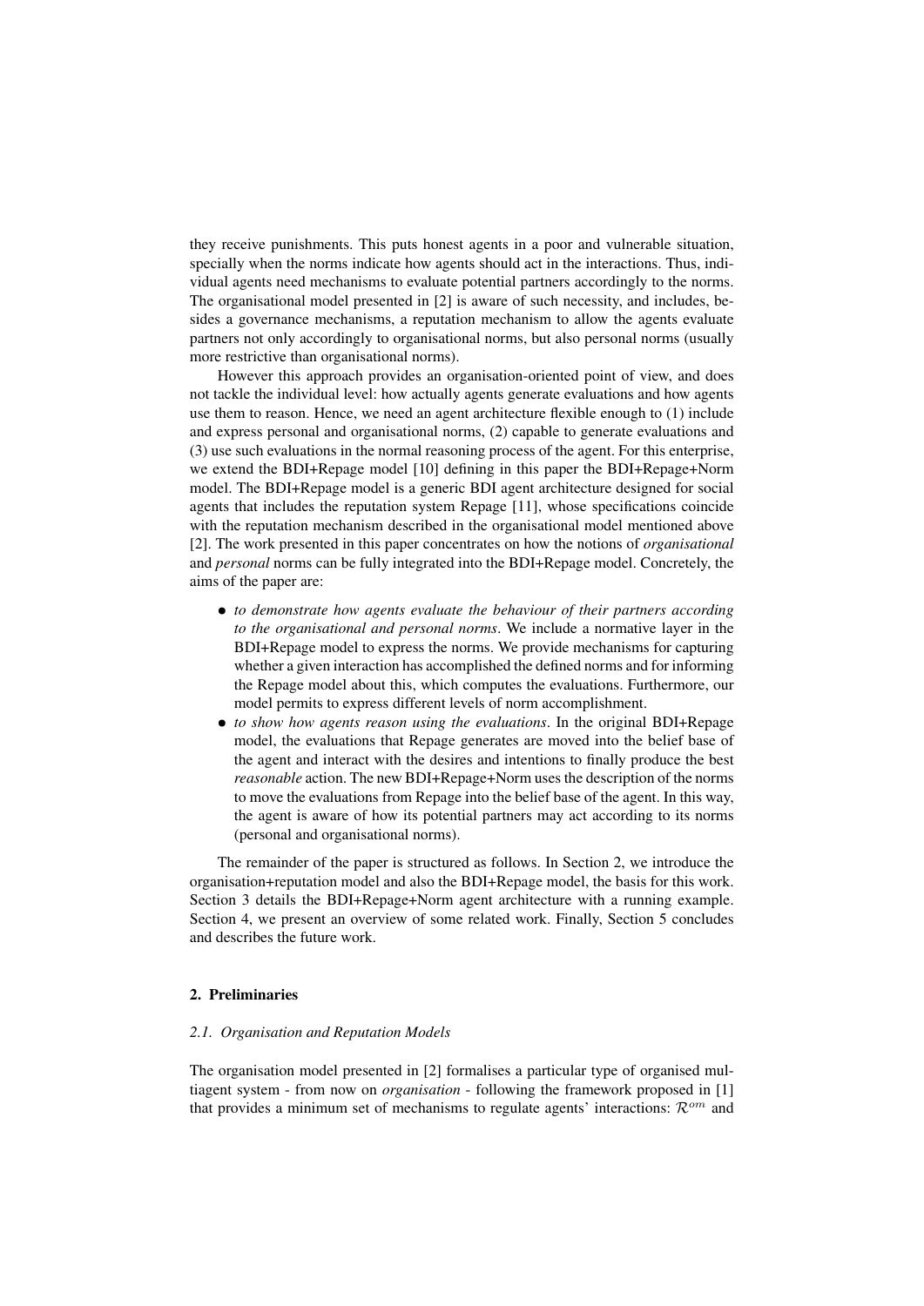they receive punishments. This puts honest agents in a poor and vulnerable situation, specially when the norms indicate how agents should act in the interactions. Thus, individual agents need mechanisms to evaluate potential partners accordingly to the norms. The organisational model presented in [2] is aware of such necessity, and includes, besides a governance mechanisms, a reputation mechanism to allow the agents evaluate partners not only accordingly to organisational norms, but also personal norms (usually more restrictive than organisational norms).

However this approach provides an organisation-oriented point of view, and does not tackle the individual level: how actually agents generate evaluations and how agents use them to reason. Hence, we need an agent architecture flexible enough to (1) include and express personal and organisational norms, (2) capable to generate evaluations and (3) use such evaluations in the normal reasoning process of the agent. For this enterprise, we extend the BDI+Repage model [10] defining in this paper the BDI+Repage+Norm model. The BDI+Repage model is a generic BDI agent architecture designed for social agents that includes the reputation system Repage [11], whose specifications coincide with the reputation mechanism described in the organisational model mentioned above [2]. The work presented in this paper concentrates on how the notions of *organisational* and *personal* norms can be fully integrated into the BDI+Repage model. Concretely, the aims of the paper are:

- *to demonstrate how agents evaluate the behaviour of their partners according to the organisational and personal norms*. We include a normative layer in the BDI+Repage model to express the norms. We provide mechanisms for capturing whether a given interaction has accomplished the defined norms and for informing the Repage model about this, which computes the evaluations. Furthermore, our model permits to express different levels of norm accomplishment.
- *to show how agents reason using the evaluations*. In the original BDI+Repage model, the evaluations that Repage generates are moved into the belief base of the agent and interact with the desires and intentions to finally produce the best *reasonable* action. The new BDI+Repage+Norm uses the description of the norms to move the evaluations from Repage into the belief base of the agent. In this way, the agent is aware of how its potential partners may act according to its norms (personal and organisational norms).

The remainder of the paper is structured as follows. In Section 2, we introduce the organisation+reputation model and also the BDI+Repage model, the basis for this work. Section 3 details the BDI+Repage+Norm agent architecture with a running example. Section 4, we present an overview of some related work. Finally, Section 5 concludes and describes the future work.

## 2. Preliminaries

### *2.1. Organisation and Reputation Models*

The organisation model presented in [2] formalises a particular type of organised multiagent system - from now on *organisation* - following the framework proposed in [1] that provides a minimum set of mechanisms to regulate agents' interactions: $\mathcal{R}^{om}$ and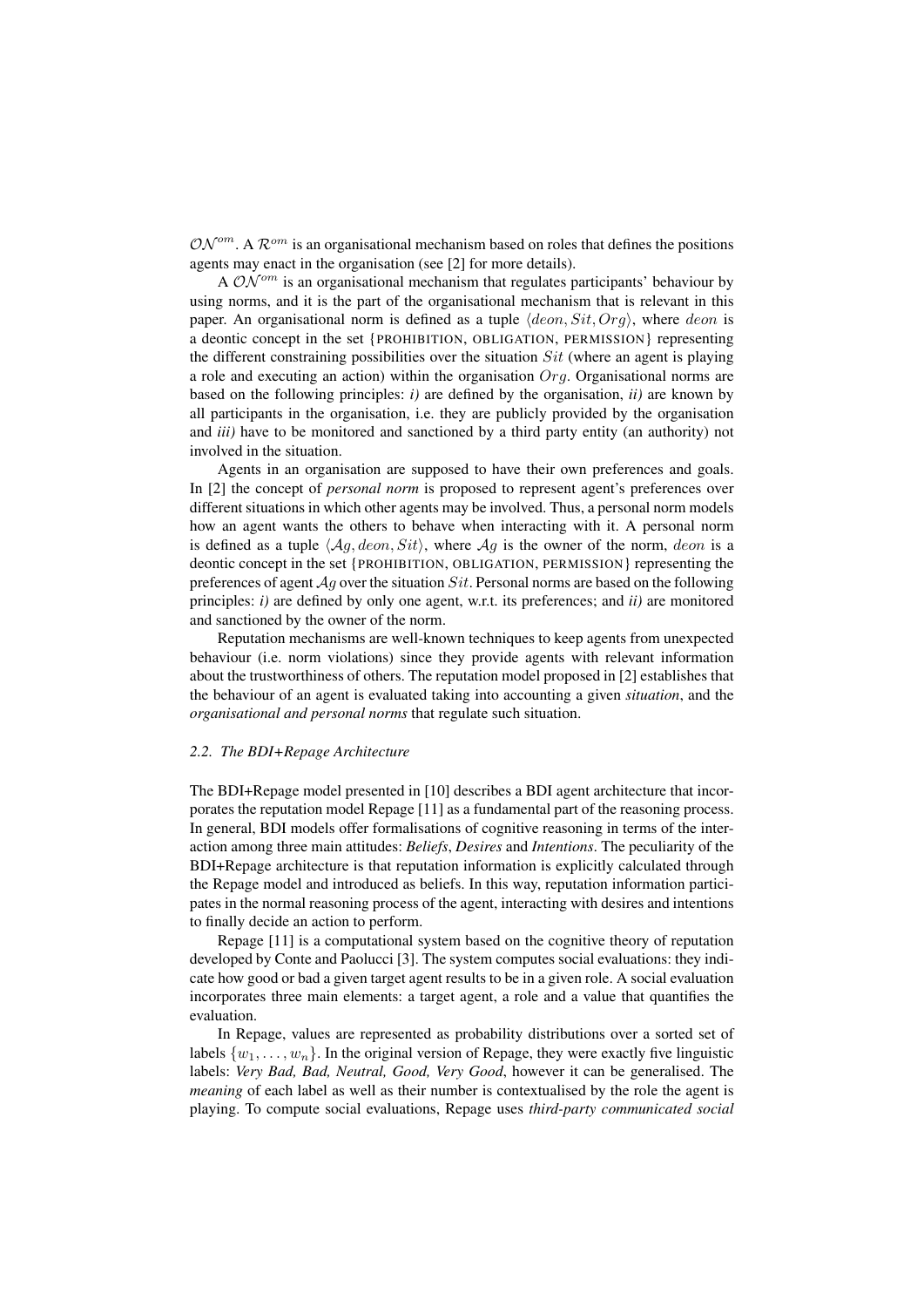$\mathcal{ON}^{om}$. A $\mathcal{R}^{om}$ is an organisational mechanism based on roles that defines the positions agents may enact in the organisation (see [2] for more details).

A $\mathcal{ON}^{om}$ is an organisational mechanism that regulates participants' behaviour by using norms, and it is the part of the organisational mechanism that is relevant in this paper. An organisational norm is defined as a tuple $\langle deon, Sit, Org \rangle$, where $deon$ is a deontic concept in the set {PROHIBITION, OBLIGATION, PERMISSION} representing the different constraining possibilities over the situation $Sit$ (where an agent is playing a role and executing an action) within the organisation $Org$. Organisational norms are based on the following principles: *i)* are defined by the organisation, *ii)* are known by all participants in the organisation, i.e. they are publicly provided by the organisation and *iii)* have to be monitored and sanctioned by a third party entity (an authority) not involved in the situation.

Agents in an organisation are supposed to have their own preferences and goals. In [2] the concept of *personal norm* is proposed to represent agent's preferences over different situations in which other agents may be involved. Thus, a personal norm models how an agent wants the others to behave when interacting with it. A personal norm is defined as a tuple $\langle \mathcal{A}g, deon, Sit \rangle$, where $\mathcal{A}g$ is the owner of the norm, $deon$ is a deontic concept in the set {PROHIBITION, OBLIGATION, PERMISSION} representing the preferences of agent $\mathcal{A}g$ over the situation $Sit$. Personal norms are based on the following principles: *i)* are defined by only one agent, w.r.t. its preferences; and *ii)* are monitored and sanctioned by the owner of the norm.

Reputation mechanisms are well-known techniques to keep agents from unexpected behaviour (i.e. norm violations) since they provide agents with relevant information about the trustworthiness of others. The reputation model proposed in [2] establishes that the behaviour of an agent is evaluated taking into accounting a given *situation*, and the *organisational and personal norms* that regulate such situation.

### *2.2. The BDI+Repage Architecture*

The BDI+Repage model presented in [10] describes a BDI agent architecture that incorporates the reputation model Repage [11] as a fundamental part of the reasoning process. In general, BDI models offer formalisations of cognitive reasoning in terms of the interaction among three main attitudes: ***Beliefs***, ***Desires*** and ***Intentions***. The peculiarity of the BDI+Repage architecture is that reputation information is explicitly calculated through the Repage model and introduced as beliefs. In this way, reputation information participates in the normal reasoning process of the agent, interacting with desires and intentions to finally decide an action to perform.

Repage [11] is a computational system based on the cognitive theory of reputation developed by Conte and Paolucci [3]. The system computes social evaluations: they indicate how good or bad a given target agent results to be in a given role. A social evaluation incorporates three main elements: a target agent, a role and a value that quantifies the evaluation.

In Repage, values are represented as probability distributions over a sorted set of labels $\{w_1, \ldots, w_n\}$. In the original version of Repage, they were exactly five linguistic labels: *Very Bad, Bad, Neutral, Good, Very Good*, however it can be generalised. The *meaning* of each label as well as their number is contextualised by the role the agent is playing. To compute social evaluations, Repage uses *third-party communicated social*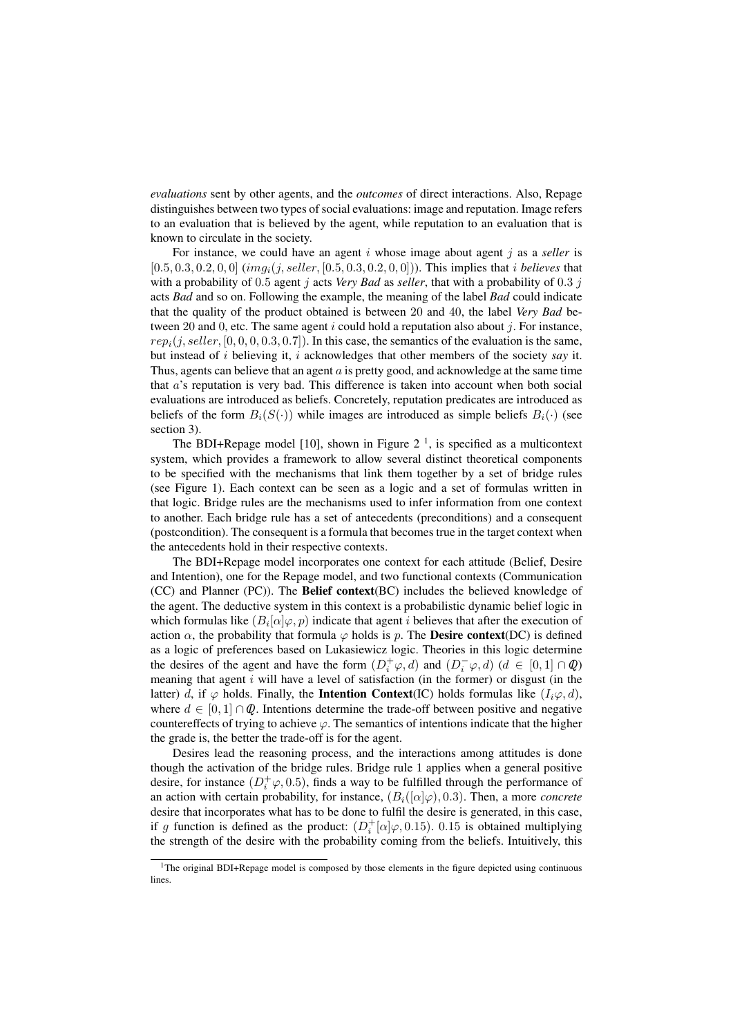*evaluations* sent by other agents, and the *outcomes* of direct interactions. Also, Repage distinguishes between two types of social evaluations: image and reputation. Image refers to an evaluation that is believed by the agent, while reputation to an evaluation that is known to circulate in the society.

For instance, we could have an agent $i$ whose image about agent $j$ as a *seller* is $[0.5, 0.3, 0.2, 0, 0]$ ($img_i(j, seller, [0.5, 0.3, 0.2, 0, 0])$). This implies that $i$ *believes* that with a probability of $0.5$ agent $j$ acts *Very Bad* as *seller*, that with a probability of $0.3$ $j$ acts *Bad* and so on. Following the example, the meaning of the label *Bad* could indicate that the quality of the product obtained is between $20$ and $40$, the label *Very Bad* between $20$ and $0$, etc. The same agent $i$ could hold a reputation also about $j$. For instance, $rep_i(j, seller, [0, 0, 0, 0.3, 0.7])$. In this case, the semantics of the evaluation is the same, but instead of $i$ believing it, $i$ acknowledges that other members of the society *say* it. Thus, agents can believe that an agent $a$ is pretty good, and acknowledge at the same time that $a$'s reputation is very bad. This difference is taken into account when both social evaluations are introduced as beliefs. Concretely, reputation predicates are introduced as beliefs of the form $B_i(S(\cdot))$ while images are introduced as simple beliefs $B_i(\cdot)$ (see section 3).

The BDI+Repage model [10], shown in Figure 2 [1], is specified as a multicontext system, which provides a framework to allow several distinct theoretical components to be specified with the mechanisms that link them together by a set of bridge rules (see Figure 1). Each context can be seen as a logic and a set of formulas written in that logic. Bridge rules are the mechanisms used to infer information from one context to another. Each bridge rule has a set of antecedents (preconditions) and a consequent (postcondition). The consequent is a formula that becomes true in the target context when the antecedents hold in their respective contexts.

The BDI+Repage model incorporates one context for each attitude (Belief, Desire and Intention), one for the Repage model, and two functional contexts (Communication (CC) and Planner (PC)). The **Belief context**(BC) includes the believed knowledge of the agent. The deductive system in this context is a probabilistic dynamic belief logic in which formulas like $(B_i[\alpha]\varphi, p)$ indicate that agent $i$ believes that after the execution of action $\alpha$, the probability that formula $\varphi$ holds is $p$. The **Desire context**(DC) is defined as a logic of preferences based on Lukasiewicz logic. Theories in this logic determine the desires of the agent and have the form $(D_i^+\varphi, d)$ and $(D_i^-\varphi, d)$ ($d \in [0, 1] \cap \mathbb{Q}$) meaning that agent $i$ will have a level of satisfaction (in the former) or disgust (in the latter) $d$, if $\varphi$ holds. Finally, the **Intention Context**(IC) holds formulas like $(I_i\varphi, d)$, where $d \in [0, 1] \cap \mathbb{Q}$. Intentions determine the trade-off between positive and negative countereffects of trying to achieve $\varphi$. The semantics of intentions indicate that the higher the grade is, the better the trade-off is for the agent.

Desires lead the reasoning process, and the interactions among attitudes is done though the activation of the bridge rules. Bridge rule 1 applies when a general positive desire, for instance $(D_i^+\varphi, 0.5)$, finds a way to be fulfilled through the performance of an action with certain probability, for instance, $(B_i([\alpha]\varphi), 0.3)$. Then, a more *concrete* desire that incorporates what has to be done to fulfil the desire is generated, in this case, if $g$ function is defined as the product: $(D_i^+[\alpha]\varphi, 0.15)$. $0.15$ is obtained multiplying the strength of the desire with the probability coming from the beliefs. Intuitively, this

[1] The original BDI+Repage model is composed by those elements in the figure depicted using continuous lines.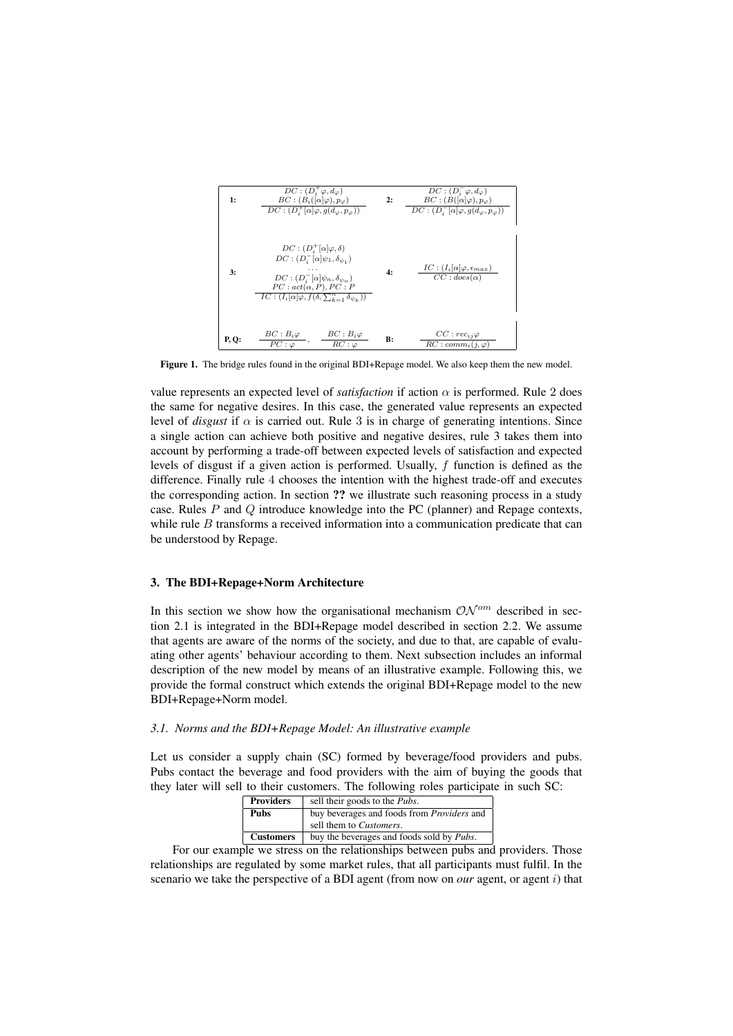| | | | |
|---|---|---|---|
| **1:** | $$\frac{DC : (D_i^+\varphi, d_\varphi) \quad BC : (B_i([\alpha]\varphi), p_\varphi)}{DC : (D_i^+[\alpha]\varphi, g(d_\varphi, p_\varphi))}$$ | **2:** | $$\frac{DC : (D_i^-\varphi, d_\varphi) \quad BC : (B([\alpha]\varphi), p_\varphi)}{DC : (D_i^-[\alpha]\varphi, g(d_\varphi, p_\varphi))}$$ |
| **3:** | $$\frac{DC : (D_i^+[\alpha]\varphi, \delta) \quad DC : (D_i^-[\alpha]\psi_1, \delta_{\psi_1}) \quad \ldots \quad DC : (D_i^-[\alpha]\psi_n, \delta_{\psi_n}) \quad PC : act(\alpha, P), PC : P}{IC : (I_i[\alpha]\varphi, f(\delta, \sum_{k=1}^{n} \delta_{\psi_k}))}$$ | **4:** | $$\frac{IC : (I_i[\alpha]\varphi, \epsilon_{max})}{CC : does(\alpha)}$$ |
| **P, Q:** | $$\frac{BC : B_i\varphi}{PC : \varphi}, \quad \frac{BC : B_i\varphi}{RC : \varphi}$$ | **B:** | $$\frac{CC : rec_{ij}\varphi}{RC : comm_i(j, \varphi)}$$ |

**Figure 1.** The bridge rules found in the original BDI+Repage model. We also keep them the new model.

value represents an expected level of *satisfaction* if action $\alpha$ is performed. Rule 2 does the same for negative desires. In this case, the generated value represents an expected level of *disgust* if $\alpha$ is carried out. Rule 3 is in charge of generating intentions. Since a single action can achieve both positive and negative desires, rule 3 takes them into account by performing a trade-off between expected levels of satisfaction and expected levels of disgust if a given action is performed. Usually, $f$ function is defined as the difference. Finally rule 4 chooses the intention with the highest trade-off and executes the corresponding action. In section **??** we illustrate such reasoning process in a study case. Rules $P$ and $Q$ introduce knowledge into the PC (planner) and Repage contexts, while rule $B$ transforms a received information into a communication predicate that can be understood by Repage.

## 3. The BDI+Repage+Norm Architecture

In this section we show how the organisational mechanism $\mathcal{ON}^{om}$ described in section 2.1 is integrated in the BDI+Repage model described in section 2.2. We assume that agents are aware of the norms of the society, and due to that, are capable of evaluating other agents' behaviour according to them. Next subsection includes an informal description of the new model by means of an illustrative example. Following this, we provide the formal construct which extends the original BDI+Repage model to the new BDI+Repage+Norm model.

### *3.1. Norms and the BDI+Repage Model: An illustrative example*

Let us consider a supply chain (SC) formed by beverage/food providers and pubs. Pubs contact the beverage and food providers with the aim of buying the goods that they later will sell to their customers. The following roles participate in such SC:

| | |
|---|---|
| **Providers** | sell their goods to the *Pubs*. |
| **Pubs** | buy beverages and foods from *Providers* and sell them to *Customers*. |
| **Customers** | buy the beverages and foods sold by *Pubs*. |

For our example we stress on the relationships between pubs and providers. Those relationships are regulated by some market rules, that all participants must fulfil. In the scenario we take the perspective of a BDI agent (from now on *our* agent, or agent $i$) that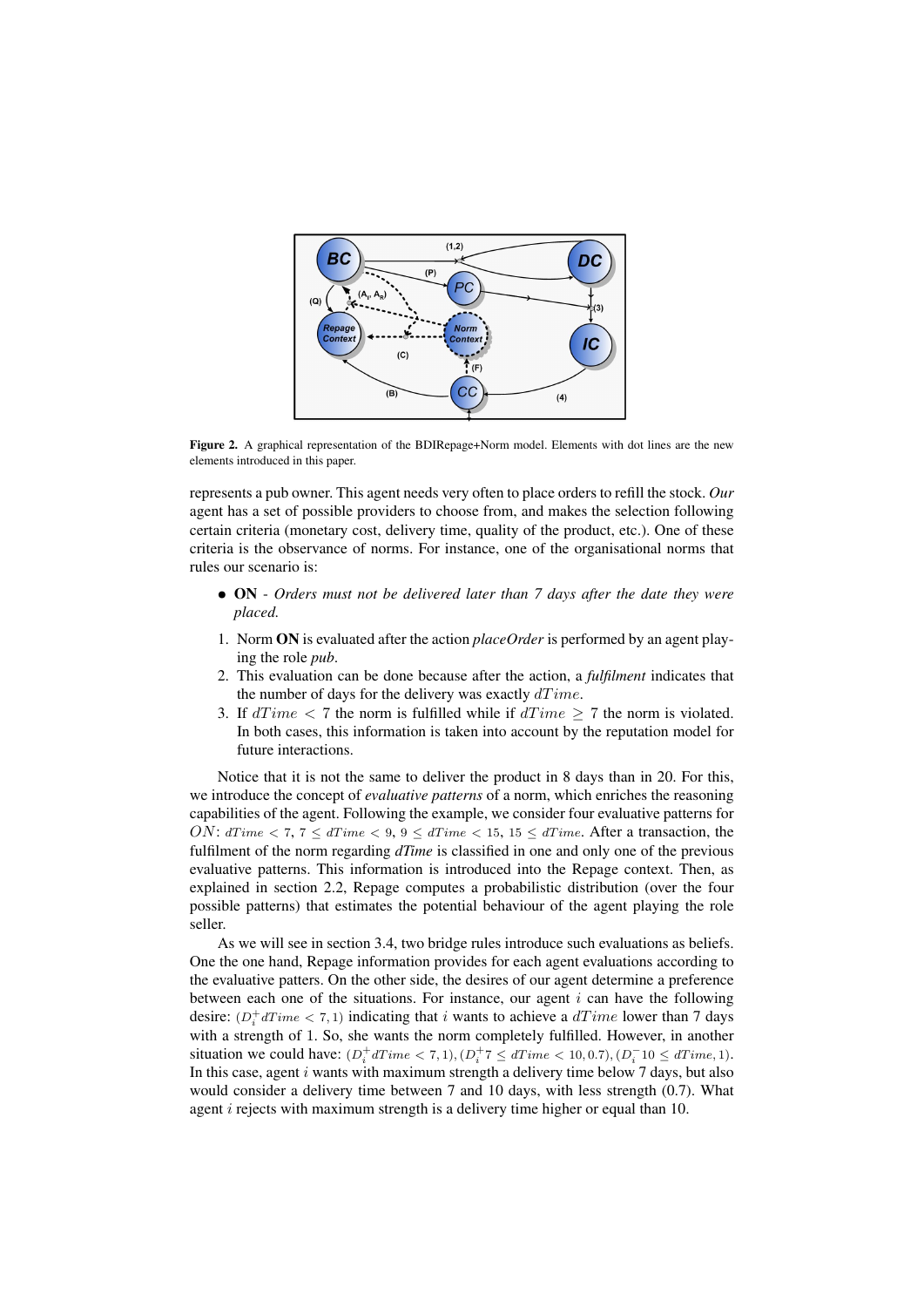(1,2)

BC

DC

(P)

PC

(A_I, A_R)

(Q)

(3)

Repage Context

Norm Context

IC

(C)

(F)

(B)

CC

(4)

**Figure 2.** A graphical representation of the BDIRepage+Norm model. Elements with dot lines are the new elements introduced in this paper.

represents a pub owner. This agent needs very often to place orders to refill the stock. *Our* agent has a set of possible providers to choose from, and makes the selection following certain criteria (monetary cost, delivery time, quality of the product, etc.). One of these criteria is the observance of norms. For instance, one of the organisational norms that rules our scenario is:

- **ON** - *Orders must not be delivered later than 7 days after the date they were placed.*

1. Norm **ON** is evaluated after the action *placeOrder* is performed by an agent playing the role *pub*.
2. This evaluation can be done because after the action, a *fulfilment* indicates that the number of days for the delivery was exactly $dTime$.
3. If $dTime < 7$ the norm is fulfilled while if $dTime \geq 7$ the norm is violated. In both cases, this information is taken into account by the reputation model for future interactions.

Notice that it is not the same to deliver the product in 8 days than in 20. For this, we introduce the concept of *evaluative patterns* of a norm, which enriches the reasoning capabilities of the agent. Following the example, we consider four evaluative patterns for $ON$: $dTime < 7$, $7 \leq dTime < 9$, $9 \leq dTime < 15$, $15 \leq dTime$. After a transaction, the fulfilment of the norm regarding *dTime* is classified in one and only one of the previous evaluative patterns. This information is introduced into the Repage context. Then, as explained in section 2.2, Repage computes a probabilistic distribution (over the four possible patterns) that estimates the potential behaviour of the agent playing the role seller.

As we will see in section 3.4, two bridge rules introduce such evaluations as beliefs. One the one hand, Repage information provides for each agent evaluations according to the evaluative patters. On the other side, the desires of our agent determine a preference between each one of the situations. For instance, our agent $i$ can have the following desire: $(D_i^+ dTime < 7, 1)$ indicating that $i$ wants to achieve a $dTime$ lower than 7 days with a strength of 1. So, she wants the norm completely fulfilled. However, in another situation we could have: $(D_i^+ dTime < 7, 1), (D_i^+ 7 \leq dTime < 10, 0.7), (D_i^- 10 \leq dTime, 1)$. In this case, agent $i$ wants with maximum strength a delivery time below 7 days, but also would consider a delivery time between 7 and 10 days, with less strength (0.7). What agent $i$ rejects with maximum strength is a delivery time higher or equal than 10.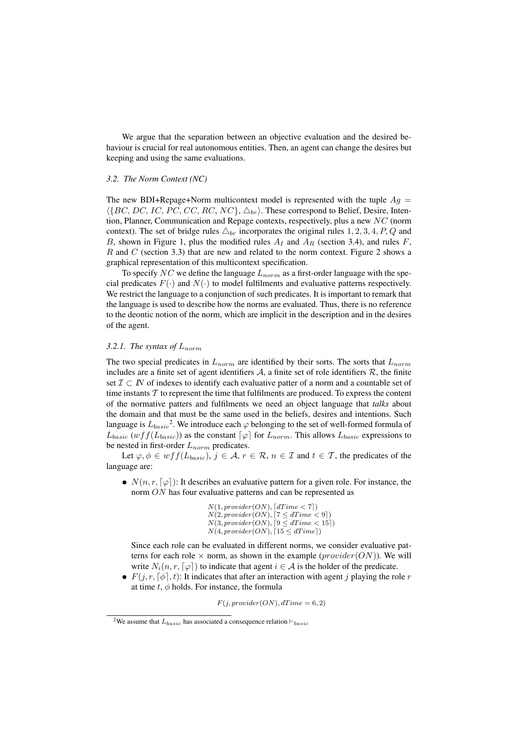We argue that the separation between an objective evaluation and the desired behaviour is crucial for real autonomous entities. Then, an agent can change the desires but keeping and using the same evaluations.

### 3.2. The Norm Context (NC)

The new BDI+Repage+Norm multicontext model is represented with the tuple $Ag = \langle \{BC, DC, IC, PC, CC, RC, NC\}, \triangle_{br} \rangle$. These correspond to Belief, Desire, Intention, Planner, Communication and Repage contexts, respectively, plus a new $NC$ (norm context). The set of bridge rules $\triangle_{br}$ incorporates the original rules $1, 2, 3, 4, P, Q$ and $B$, shown in Figure 1, plus the modified rules $A_I$ and $A_R$ (section 3.4), and rules $F$, $R$ and $C$ (section 3.3) that are new and related to the norm context. Figure 2 shows a graphical representation of this multicontext specification.

To specify $NC$ we define the language $L_{norm}$ as a first-order language with the special predicates $F(\cdot)$ and $N(\cdot)$ to model fulfilments and evaluative patterns respectively. We restrict the language to a conjunction of such predicates. It is important to remark that the language is used to describe how the norms are evaluated. Thus, there is no reference to the deontic notion of the norm, which are implicit in the description and in the desires of the agent.

#### 3.2.1. The syntax of $L_{norm}$

The two special predicates in $L_{norm}$ are identified by their sorts. The sorts that $L_{norm}$ includes are a finite set of agent identifiers $\mathcal{A}$, a finite set of role identifiers $\mathcal{R}$, the finite set $\mathcal{I} \subset \mathbb{N}$ of indexes to identify each evaluative patter of a norm and a countable set of time instants $\mathcal{T}$ to represent the time that fulfilments are produced. To express the content of the normative patters and fulfilments we need an object language that *talks* about the domain and that must be the same used in the beliefs, desires and intentions. Such language is $L_{basic}$[2]. We introduce each $\varphi$ belonging to the set of well-formed formula of $L_{basic}$ ($wff(L_{basic})$) as the constant $\lceil \varphi \rceil$ for $L_{norm}$. This allows $L_{basic}$ expressions to be nested in first-order $L_{norm}$ predicates.

Let $\varphi, \phi \in wff(L_{basic})$, $j \in \mathcal{A}$, $r \in \mathcal{R}$, $n \in \mathcal{I}$ and $t \in \mathcal{T}$, the predicates of the language are:

- $N(n, r, \lceil \varphi \rceil)$: It describes an evaluative pattern for a given role. For instance, the norm $ON$ has four evaluative patterns and can be represented as

$$
\begin{array}{l}
N(1, provider(ON), \lceil dTime < 7 \rceil) \\
N(2, provider(ON), \lceil 7 \leq dTime < 9 \rceil) \\
N(3, provider(ON), \lceil 9 \leq dTime < 15 \rceil) \\
N(4, provider(ON), \lceil 15 \leq dTime \rceil)
\end{array}
$$

  Since each role can be evaluated in different norms, we consider evaluative patterns for each role $\times$ norm, as shown in the example ($provider(ON)$). We will write $N_i(n, r, \lceil \varphi \rceil)$ to indicate that agent $i \in \mathcal{A}$ is the holder of the predicate.
- $F(j, r, \lceil \phi \rceil, t)$: It indicates that after an interaction with agent $j$ playing the role $r$ at time $t$, $\phi$ holds. For instance, the formula

$$F(j, provider(ON), dTime = 6, 2)$$

[2] We assume that $L_{basic}$ has associated a consequence relation $\vdash_{basic}$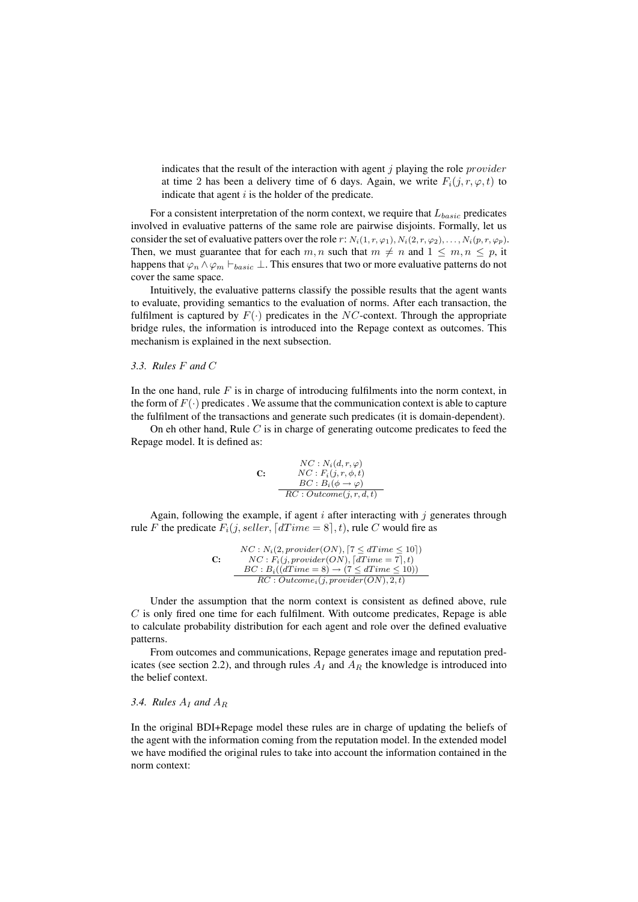indicates that the result of the interaction with agent $j$ playing the role $provider$ at time 2 has been a delivery time of 6 days. Again, we write $F_i(j, r, \varphi, t)$ to indicate that agent $i$ is the holder of the predicate.

For a consistent interpretation of the norm context, we require that $L_{basic}$ predicates involved in evaluative patterns of the same role are pairwise disjoints. Formally, let us consider the set of evaluative patters over the role $r$: $N_i(1, r, \varphi_1), N_i(2, r, \varphi_2), \ldots, N_i(p, r, \varphi_p)$. Then, we must guarantee that for each $m, n$ such that $m \neq n$ and $1 \leq m, n \leq p$, it happens that $\varphi_n \wedge \varphi_m \vdash_{basic} \bot$. This ensures that two or more evaluative patterns do not cover the same space.

Intuitively, the evaluative patterns classify the possible results that the agent wants to evaluate, providing semantics to the evaluation of norms. After each transaction, the fulfilment is captured by $F(\cdot)$ predicates in the $NC$-context. Through the appropriate bridge rules, the information is introduced into the Repage context as outcomes. This mechanism is explained in the next subsection.

### 3.3. Rules $F$ and $C$

In the one hand, rule $F$ is in charge of introducing fulfilments into the norm context, in the form of $F(\cdot)$ predicates . We assume that the communication context is able to capture the fulfilment of the transactions and generate such predicates (it is domain-dependent).

On eh other hand, Rule $C$ is in charge of generating outcome predicates to feed the Repage model. It is defined as:

$$\textbf{C:} \quad \frac{\begin{array}{c} NC : N_i(d, r, \varphi) \\ NC : F_i(j, r, \phi, t) \\ BC : B_i(\phi \rightarrow \varphi) \end{array}}{RC : Outcome(j, r, d, t)}$$

Again, following the example, if agent $i$ after interacting with $j$ generates through rule $F$ the predicate $F_i(j, seller, \lceil dTime = 8 \rceil, t)$, rule $C$ would fire as

$$\textbf{C:} \quad \frac{\begin{array}{c} NC : N_i(2, provider(ON), \lceil 7 \leq dTime \leq 10 \rceil) \\ NC : F_i(j, provider(ON), \lceil dTime = 7 \rceil, t) \\ BC : B_i((dTime = 8) \rightarrow (7 \leq dTime \leq 10)) \end{array}}{RC : Outcome_i(j, provider(ON), 2, t)}$$

Under the assumption that the norm context is consistent as defined above, rule $C$ is only fired one time for each fulfilment. With outcome predicates, Repage is able to calculate probability distribution for each agent and role over the defined evaluative patterns.

From outcomes and communications, Repage generates image and reputation predicates (see section 2.2), and through rules $A_I$ and $A_R$ the knowledge is introduced into the belief context.

### 3.4. Rules $A_I$ and $A_R$

In the original BDI+Repage model these rules are in charge of updating the beliefs of the agent with the information coming from the reputation model. In the extended model we have modified the original rules to take into account the information contained in the norm context: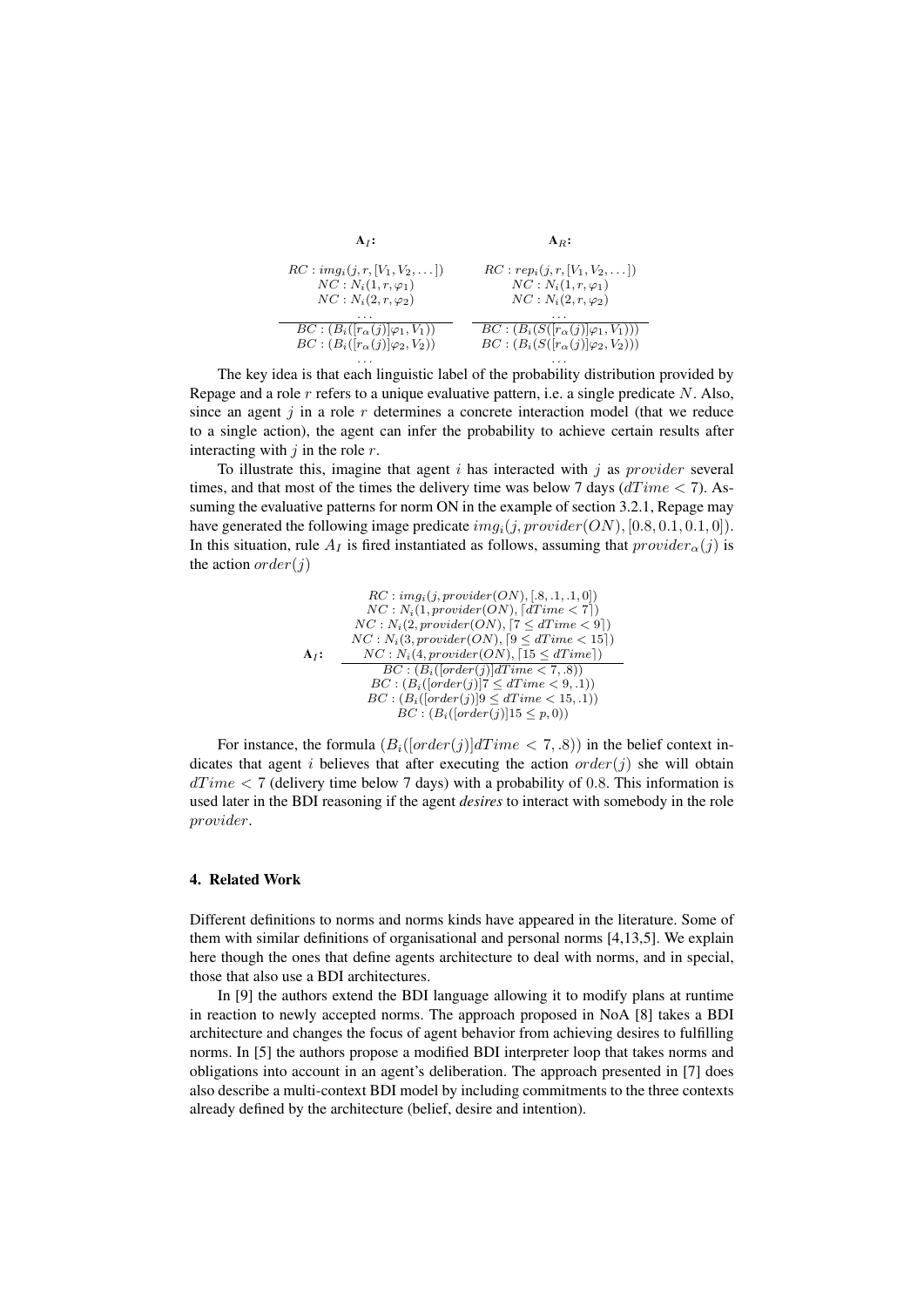$$
\mathbf{A}_I: \quad \frac{\begin{array}{c} RC: img_i(j, r, [V_1, V_2, \ldots]) \\ NC: N_i(1, r, \varphi_1) \\ NC: N_i(2, r, \varphi_2) \\ \ldots \end{array}}{\begin{array}{c} BC: (B_i([r_\alpha(j)]\varphi_1, V_1)) \\ BC: (B_i([r_\alpha(j)]\varphi_2, V_2)) \\ \ldots \end{array}}
\qquad
\mathbf{A}_R: \quad \frac{\begin{array}{c} RC: rep_i(j, r, [V_1, V_2, \ldots]) \\ NC: N_i(1, r, \varphi_1) \\ NC: N_i(2, r, \varphi_2) \\ \ldots \end{array}}{\begin{array}{c} BC: (B_i(S([r_\alpha(j)]\varphi_1, V_1))) \\ BC: (B_i(S([r_\alpha(j)]\varphi_2, V_2))) \\ \ldots \end{array}}
$$

The key idea is that each linguistic label of the probability distribution provided by Repage and a role $r$ refers to a unique evaluative pattern, i.e. a single predicate $N$. Also, since an agent $j$ in a role $r$ determines a concrete interaction model (that we reduce to a single action), the agent can infer the probability to achieve certain results after interacting with $j$ in the role $r$.

To illustrate this, imagine that agent $i$ has interacted with $j$ as $provider$ several times, and that most of the times the delivery time was below 7 days ($dTime < 7$). Assuming the evaluative patterns for norm ON in the example of section 3.2.1, Repage may have generated the following image predicate $img_i(j, provider(ON), [0.8, 0.1, 0.1, 0])$. In this situation, rule $A_I$ is fired instantiated as follows, assuming that $provider_\alpha(j)$ is the action $order(j)$

$$
\mathbf{A}_I: \quad \frac{\begin{array}{c} RC: img_i(j, provider(ON), [.8, .1, .1, 0]) \\ NC: N_i(1, provider(ON), \lceil dTime < 7 \rceil) \\ NC: N_i(2, provider(ON), \lceil 7 \leq dTime < 9 \rceil) \\ NC: N_i(3, provider(ON), \lceil 9 \leq dTime < 15 \rceil) \\ NC: N_i(4, provider(ON), \lceil 15 \leq dTime \rceil) \end{array}}{\begin{array}{c} BC: (B_i([order(j)]dTime < 7, .8)) \\ BC: (B_i([order(j)]7 \leq dTime < 9, .1)) \\ BC: (B_i([order(j)]9 \leq dTime < 15, .1)) \\ BC: (B_i([order(j)]15 \leq p, 0)) \end{array}}
$$

For instance, the formula $(B_i([order(j)]dTime < 7, .8))$ in the belief context indicates that agent $i$ believes that after executing the action $order(j)$ she will obtain $dTime < 7$ (delivery time below 7 days) with a probability of 0.8. This information is used later in the BDI reasoning if the agent *desires* to interact with somebody in the role $provider$.

## 4. Related Work

Different definitions to norms and norms kinds have appeared in the literature. Some of them with similar definitions of organisational and personal norms [4,13,5]. We explain here though the ones that define agents architecture to deal with norms, and in special, those that also use a BDI architectures.

In [9] the authors extend the BDI language allowing it to modify plans at runtime in reaction to newly accepted norms. The approach proposed in NoA [8] takes a BDI architecture and changes the focus of agent behavior from achieving desires to fulfilling norms. In [5] the authors propose a modified BDI interpreter loop that takes norms and obligations into account in an agent's deliberation. The approach presented in [7] does also describe a multi-context BDI model by including commitments to the three contexts already defined by the architecture (belief, desire and intention).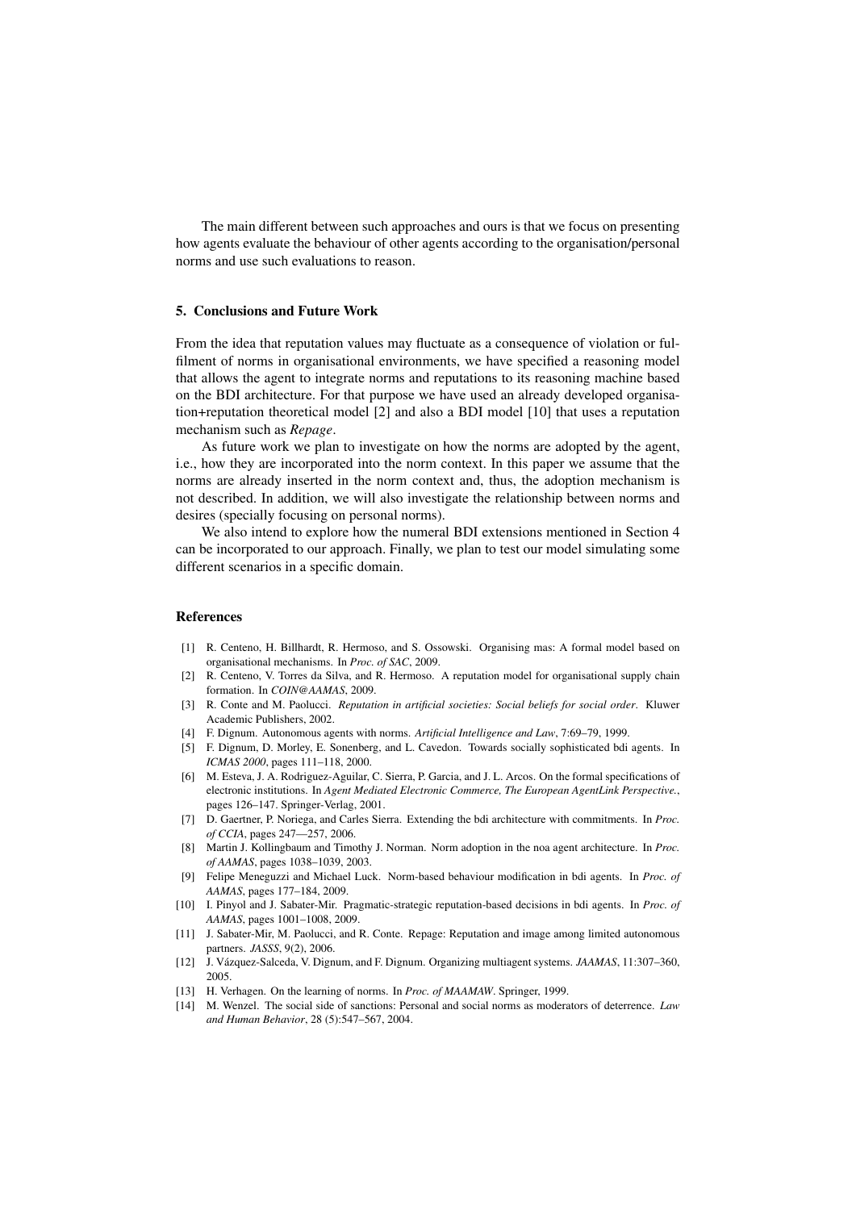The main different between such approaches and ours is that we focus on presenting how agents evaluate the behaviour of other agents according to the organisation/personal norms and use such evaluations to reason.

## 5. Conclusions and Future Work

From the idea that reputation values may fluctuate as a consequence of violation or fulfilment of norms in organisational environments, we have specified a reasoning model that allows the agent to integrate norms and reputations to its reasoning machine based on the BDI architecture. For that purpose we have used an already developed organisation+reputation theoretical model [2] and also a BDI model [10] that uses a reputation mechanism such as *Repage*.

As future work we plan to investigate on how the norms are adopted by the agent, i.e., how they are incorporated into the norm context. In this paper we assume that the norms are already inserted in the norm context and, thus, the adoption mechanism is not described. In addition, we will also investigate the relationship between norms and desires (specially focusing on personal norms).

We also intend to explore how the numeral BDI extensions mentioned in Section 4 can be incorporated to our approach. Finally, we plan to test our model simulating some different scenarios in a specific domain.

## References

[1] R. Centeno, H. Billhardt, R. Hermoso, and S. Ossowski. Organising mas: A formal model based on organisational mechanisms. In *Proc. of SAC*, 2009.

[2] R. Centeno, V. Torres da Silva, and R. Hermoso. A reputation model for organisational supply chain formation. In *COIN@AAMAS*, 2009.

[3] R. Conte and M. Paolucci. *Reputation in artificial societies: Social beliefs for social order*. Kluwer Academic Publishers, 2002.

[4] F. Dignum. Autonomous agents with norms. *Artificial Intelligence and Law*, 7:69–79, 1999.

[5] F. Dignum, D. Morley, E. Sonenberg, and L. Cavedon. Towards socially sophisticated bdi agents. In *ICMAS 2000*, pages 111–118, 2000.

[6] M. Esteva, J. A. Rodriguez-Aguilar, C. Sierra, P. Garcia, and J. L. Arcos. On the formal specifications of electronic institutions. In *Agent Mediated Electronic Commerce, The European AgentLink Perspective.*, pages 126–147. Springer-Verlag, 2001.

[7] D. Gaertner, P. Noriega, and Carles Sierra. Extending the bdi architecture with commitments. In *Proc. of CCIA*, pages 247—257, 2006.

[8] Martin J. Kollingbaum and Timothy J. Norman. Norm adoption in the noa agent architecture. In *Proc. of AAMAS*, pages 1038–1039, 2003.

[9] Felipe Meneguzzi and Michael Luck. Norm-based behaviour modification in bdi agents. In *Proc. of AAMAS*, pages 177–184, 2009.

[10] I. Pinyol and J. Sabater-Mir. Pragmatic-strategic reputation-based decisions in bdi agents. In *Proc. of AAMAS*, pages 1001–1008, 2009.

[11] J. Sabater-Mir, M. Paolucci, and R. Conte. Repage: Reputation and image among limited autonomous partners. *JASSS*, 9(2), 2006.

[12] J. Vázquez-Salceda, V. Dignum, and F. Dignum. Organizing multiagent systems. *JAAMAS*, 11:307–360, 2005.

[13] H. Verhagen. On the learning of norms. In *Proc. of MAAMAW*. Springer, 1999.

[14] M. Wenzel. The social side of sanctions: Personal and social norms as moderators of deterrence. *Law and Human Behavior*, 28 (5):547–567, 2004.